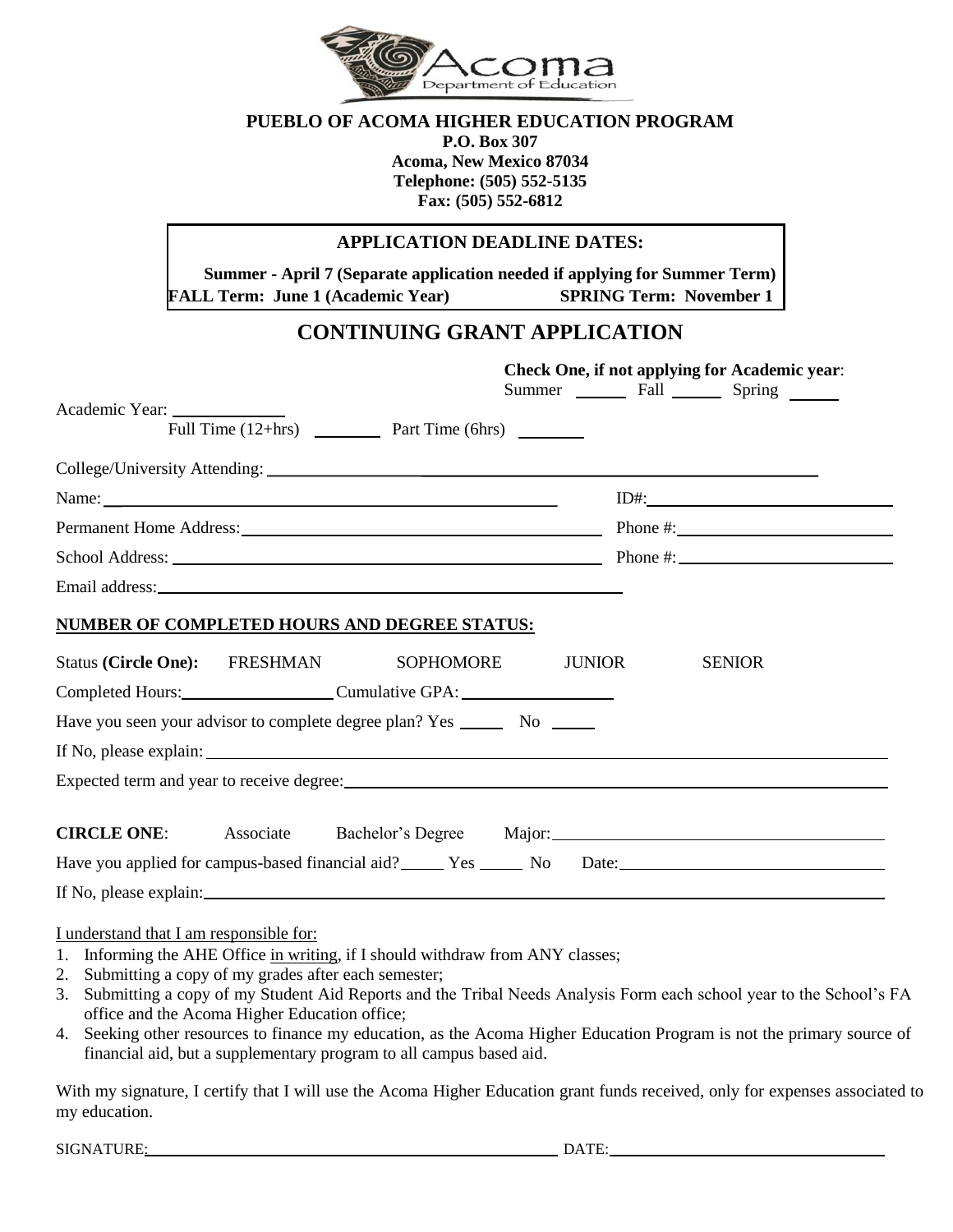**PUEBLO OF ACOMA HIGHER EDUCATION PROGRAM**
**P.O. Box 307**
**Acoma, New Mexico 87034**
**Telephone: (505) 552-5135**
**Fax: (505) 552-6812**

**APPLICATION DEADLINE DATES:**

**Summer - April 7 (Separate application needed if applying for Summer Term)**
**FALL Term: June 1 (Academic Year) SPRING Term: November 1**

## CONTINUING GRANT APPLICATION

**Check One, if not applying for Academic year**:
Summer ______ Fall ______ Spring ______

Academic Year: ____________
Full Time (12+hrs) ________ Part Time (6hrs) ________

College/University Attending: ______________________________________________

Name: ______________________________________________ ID#: ______________________

Permanent Home Address: ____________________________________ Phone #: ______________________

School Address: ____________________________________________ Phone #: ______________________

Email address: ______________________________________________

**NUMBER OF COMPLETED HOURS AND DEGREE STATUS:**

Status **(Circle One):** FRESHMAN SOPHOMORE JUNIOR SENIOR

Completed Hours: ________________ Cumulative GPA: ________________

Have you seen your advisor to complete degree plan? Yes _____ No _____

If No, please explain: ______________________________________________

Expected term and year to receive degree: ______________________________________________

**CIRCLE ONE**: Associate Bachelor's Degree Major: ______________________________

Have you applied for campus-based financial aid? _____ Yes _____ No Date: ______________________

If No, please explain: ______________________________________________

I understand that I am responsible for:

1. Informing the AHE Office in writing, if I should withdraw from ANY classes;
2. Submitting a copy of my grades after each semester;
3. Submitting a copy of my Student Aid Reports and the Tribal Needs Analysis Form each school year to the School's FA office and the Acoma Higher Education office;
4. Seeking other resources to finance my education, as the Acoma Higher Education Program is not the primary source of financial aid, but a supplementary program to all campus based aid.

With my signature, I certify that I will use the Acoma Higher Education grant funds received, only for expenses associated to my education.

SIGNATURE: ______________________________________ DATE: ______________________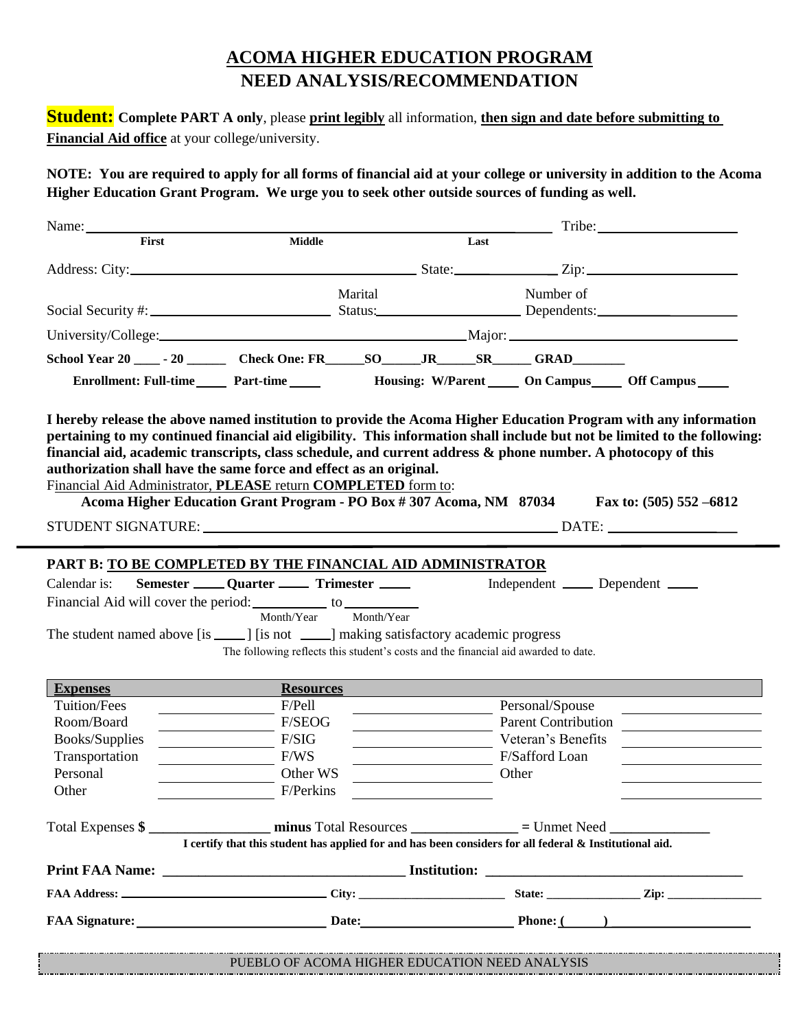# ACOMA HIGHER EDUCATION PROGRAM
# NEED ANALYSIS/RECOMMENDATION

**Student:** **Complete PART A only**, please **print legibly** all information, **then sign and date before submitting to Financial Aid office** at your college/university.

**NOTE: You are required to apply for all forms of financial aid at your college or university in addition to the Acoma Higher Education Grant Program. We urge you to seek other outside sources of funding as well.**

Name: ______________________________________________ Tribe: ____________________
First Middle Last

Address: City: ______________________________ State: ______________ Zip: ____________________

Social Security #: ________________________ Marital Status: ____________________ Number of Dependents: ____________________

University/College: ______________________________ Major: ______________________________

**School Year 20 ____ - 20 ______ Check One: FR______SO______JR______SR______ GRAD________**

**Enrollment: Full-time _____ Part-time _____ Housing: W/Parent _____ On Campus_____ Off Campus _____**

**I hereby release the above named institution to provide the Acoma Higher Education Program with any information pertaining to my continued financial aid eligibility. This information shall include but not be limited to the following: financial aid, academic transcripts, class schedule, and current address & phone number. A photocopy of this authorization shall have the same force and effect as an original.**

Financial Aid Administrator, **PLEASE** return **COMPLETED** form to:

**Acoma Higher Education Grant Program - PO Box # 307 Acoma, NM 87034 Fax to: (505) 552 –6812**

STUDENT SIGNATURE: ______________________________________________ DATE: __________________

## PART B: TO BE COMPLETED BY THE FINANCIAL AID ADMINISTRATOR

Calendar is: **Semester _____ Quarter _____ Trimester _____** Independent _____ Dependent _____

Financial Aid will cover the period: __________ to __________
Month/Year Month/Year

The student named above [is _____ ] [is not _____] making satisfactory academic progress

The following reflects this student's costs and the financial aid awarded to date.

| **Expenses** | | **Resources** | | | |
|---|---|---|---|---|---|
| Tuition/Fees | | F/Pell | | Personal/Spouse | |
| Room/Board | | F/SEOG | | Parent Contribution | |
| Books/Supplies | | F/SIG | | Veteran's Benefits | |
| Transportation | | F/WS | | F/Safford Loan | |
| Personal | | Other WS | | Other | |
| Other | | F/Perkins | | | |

Total Expenses **$** _________________ **minus** Total Resources _______________ **=** Unmet Need ______________

**I certify that this student has applied for and has been considers for all federal & Institutional aid.**

**Print FAA Name:** ________________________________ **Institution:** ____________________________________

**FAA Address:** ______________________________ **City:** ________________________ **State:** _______________ **Zip:** _______________

**FAA Signature:** ____________________________ **Date:** ______________________ **Phone: (______)** ____________________

PUEBLO OF ACOMA HIGHER EDUCATION NEED ANALYSIS